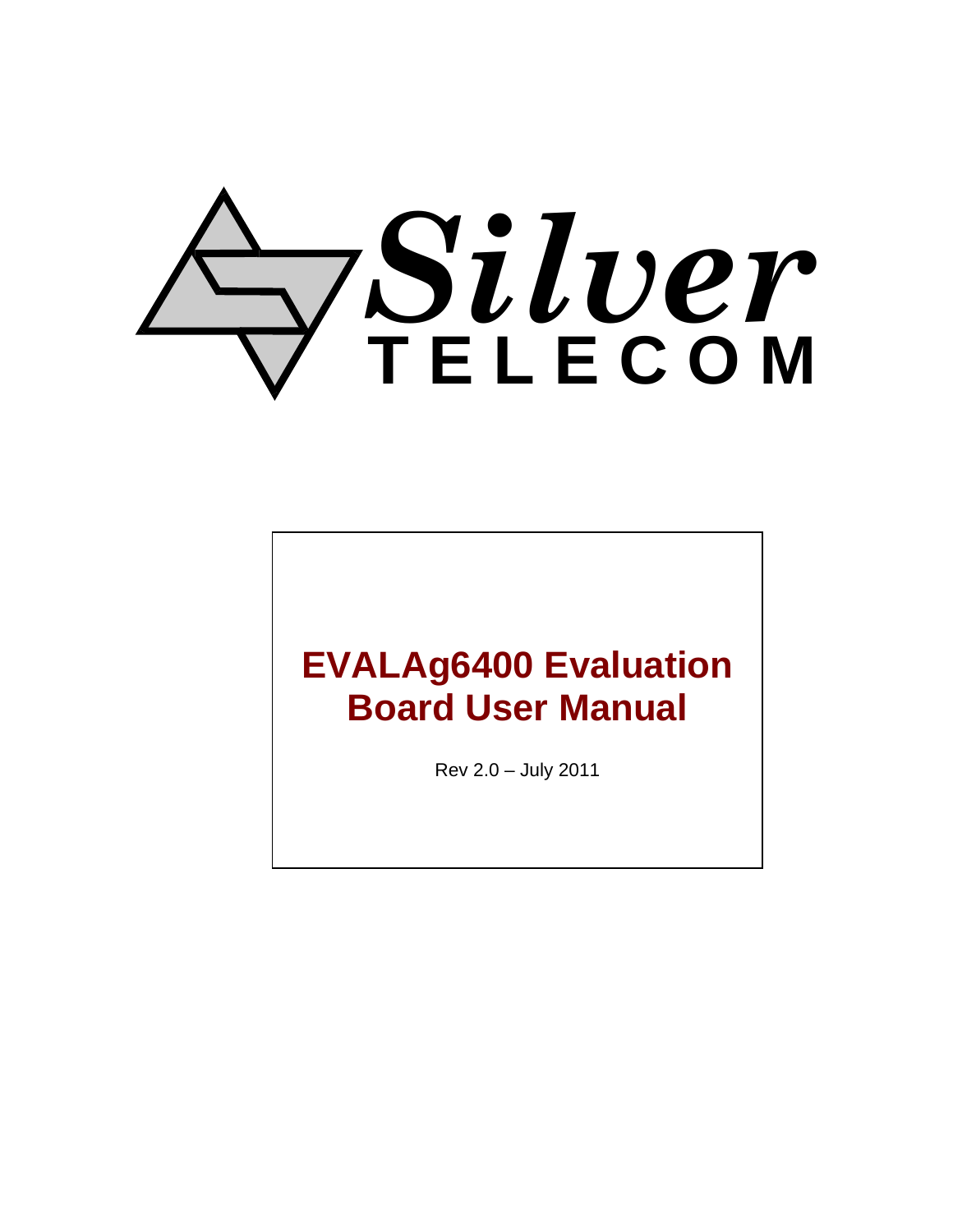Silver TELECOM

# EVALAg6400 Evaluation Board User Manual

Rev 2.0 – July 2011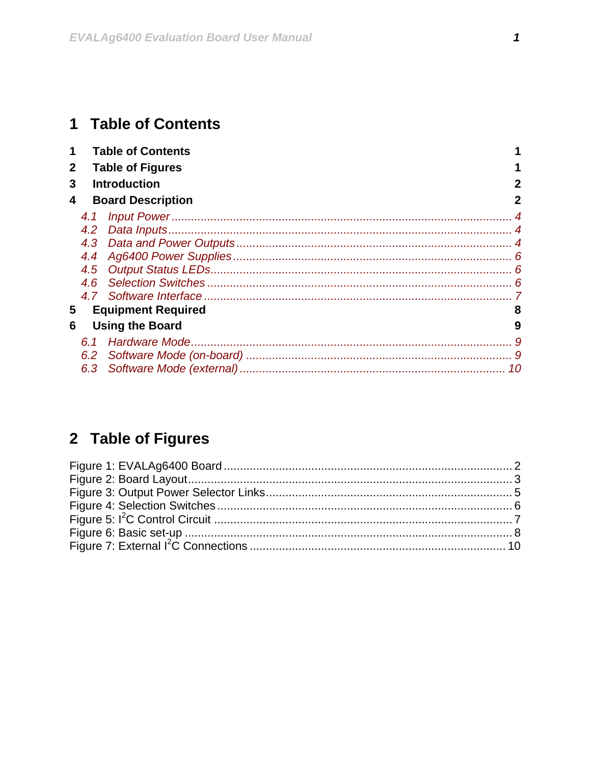# 1 Table of Contents

**1 Table of Contents** .......... **1**
**2 Table of Figures** .......... **1**
**3 Introduction** .......... **2**
**4 Board Description** .......... **2**
- *4.1 Input Power .......... 4*
- *4.2 Data Inputs .......... 4*
- *4.3 Data and Power Outputs .......... 4*
- *4.4 Ag6400 Power Supplies .......... 6*
- *4.5 Output Status LEDs .......... 6*
- *4.6 Selection Switches .......... 6*
- *4.7 Software Interface .......... 7*

**5 Equipment Required** .......... **8**
**6 Using the Board** .......... **9**
- *6.1 Hardware Mode .......... 9*
- *6.2 Software Mode (on-board) .......... 9*
- *6.3 Software Mode (external) .......... 10*

# 2 Table of Figures

Figure 1: EVALAg6400 Board .......... 2
Figure 2: Board Layout .......... 3
Figure 3: Output Power Selector Links .......... 5
Figure 4: Selection Switches .......... 6
Figure 5: $I^2C$ Control Circuit .......... 7
Figure 6: Basic set-up .......... 8
Figure 7: External $I^2C$ Connections .......... 10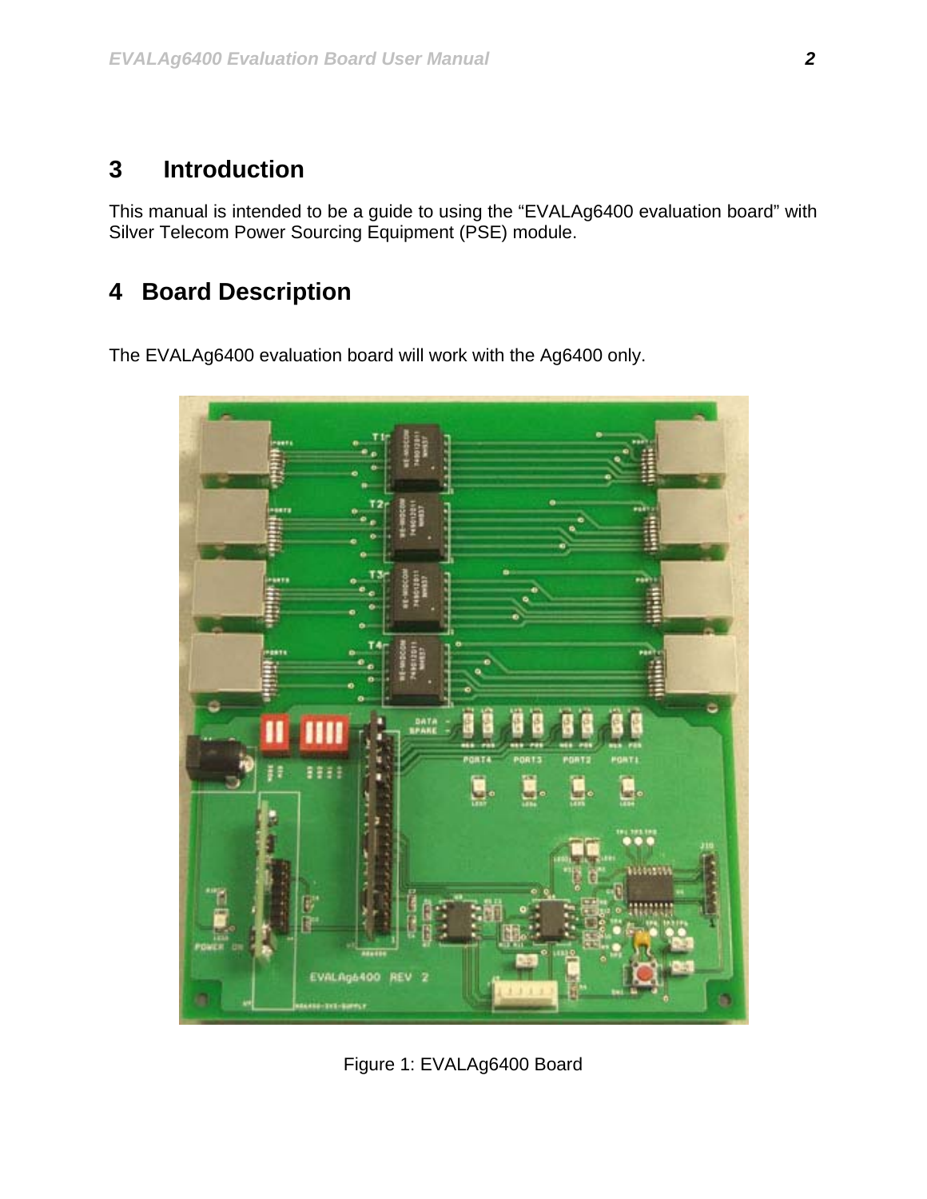# 3 Introduction

This manual is intended to be a guide to using the "EVALAg6400 evaluation board" with Silver Telecom Power Sourcing Equipment (PSE) module.

# 4 Board Description

The EVALAg6400 evaluation board will work with the Ag6400 only.

Figure 1: EVALAg6400 Board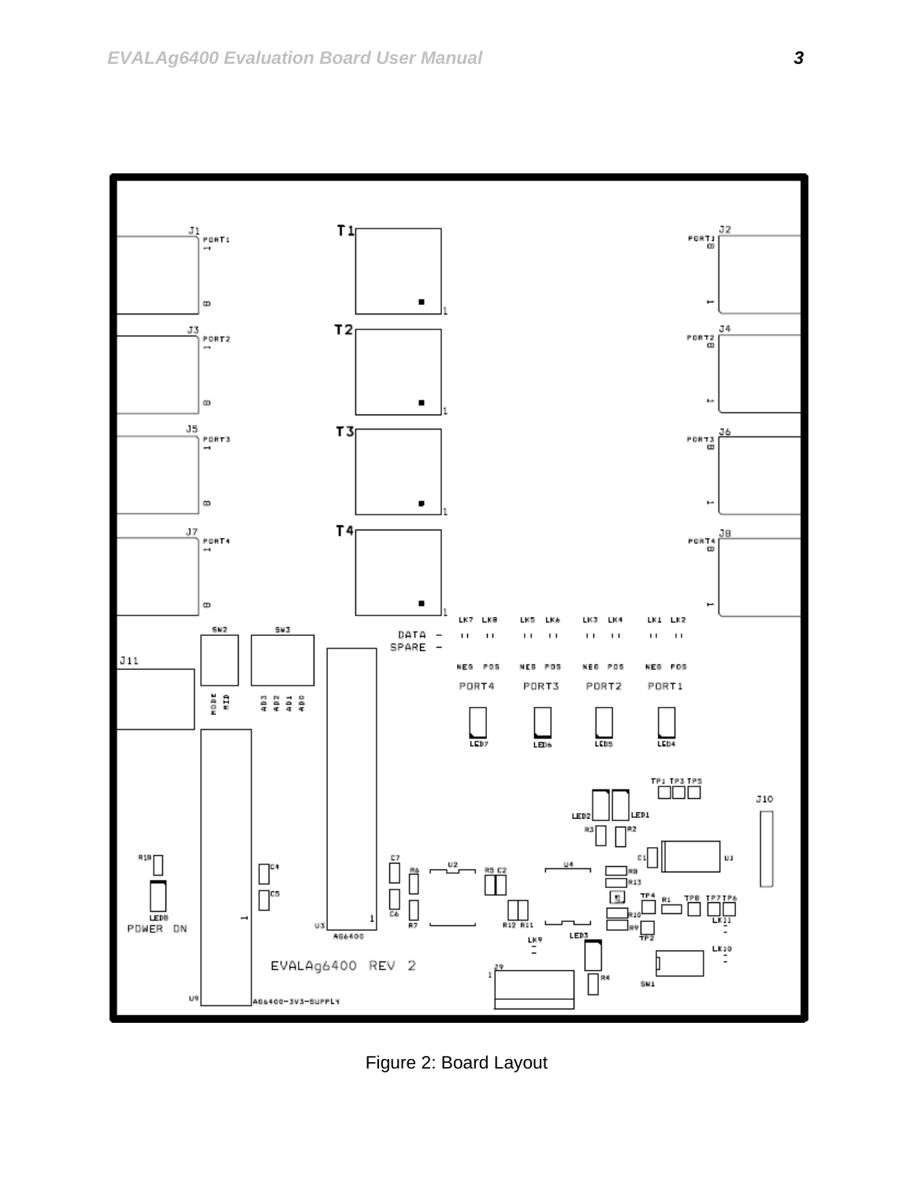Figure 2: Board Layout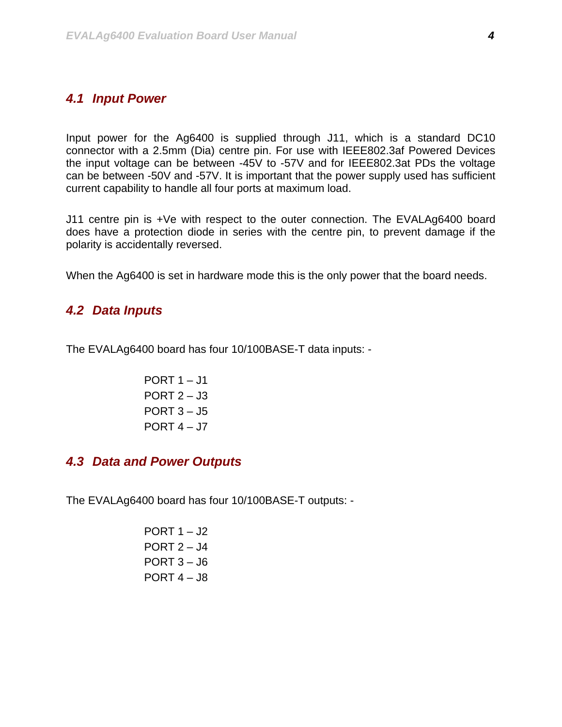### *4.1 Input Power*

Input power for the Ag6400 is supplied through J11, which is a standard DC10 connector with a 2.5mm (Dia) centre pin. For use with IEEE802.3af Powered Devices the input voltage can be between -45V to -57V and for IEEE802.3at PDs the voltage can be between -50V and -57V. It is important that the power supply used has sufficient current capability to handle all four ports at maximum load.

J11 centre pin is +Ve with respect to the outer connection. The EVALAg6400 board does have a protection diode in series with the centre pin, to prevent damage if the polarity is accidentally reversed.

When the Ag6400 is set in hardware mode this is the only power that the board needs.

### *4.2 Data Inputs*

The EVALAg6400 board has four 10/100BASE-T data inputs: -

PORT 1 – J1
PORT 2 – J3
PORT 3 – J5
PORT 4 – J7

### *4.3 Data and Power Outputs*

The EVALAg6400 board has four 10/100BASE-T outputs: -

PORT 1 – J2
PORT 2 – J4
PORT 3 – J6
PORT 4 – J8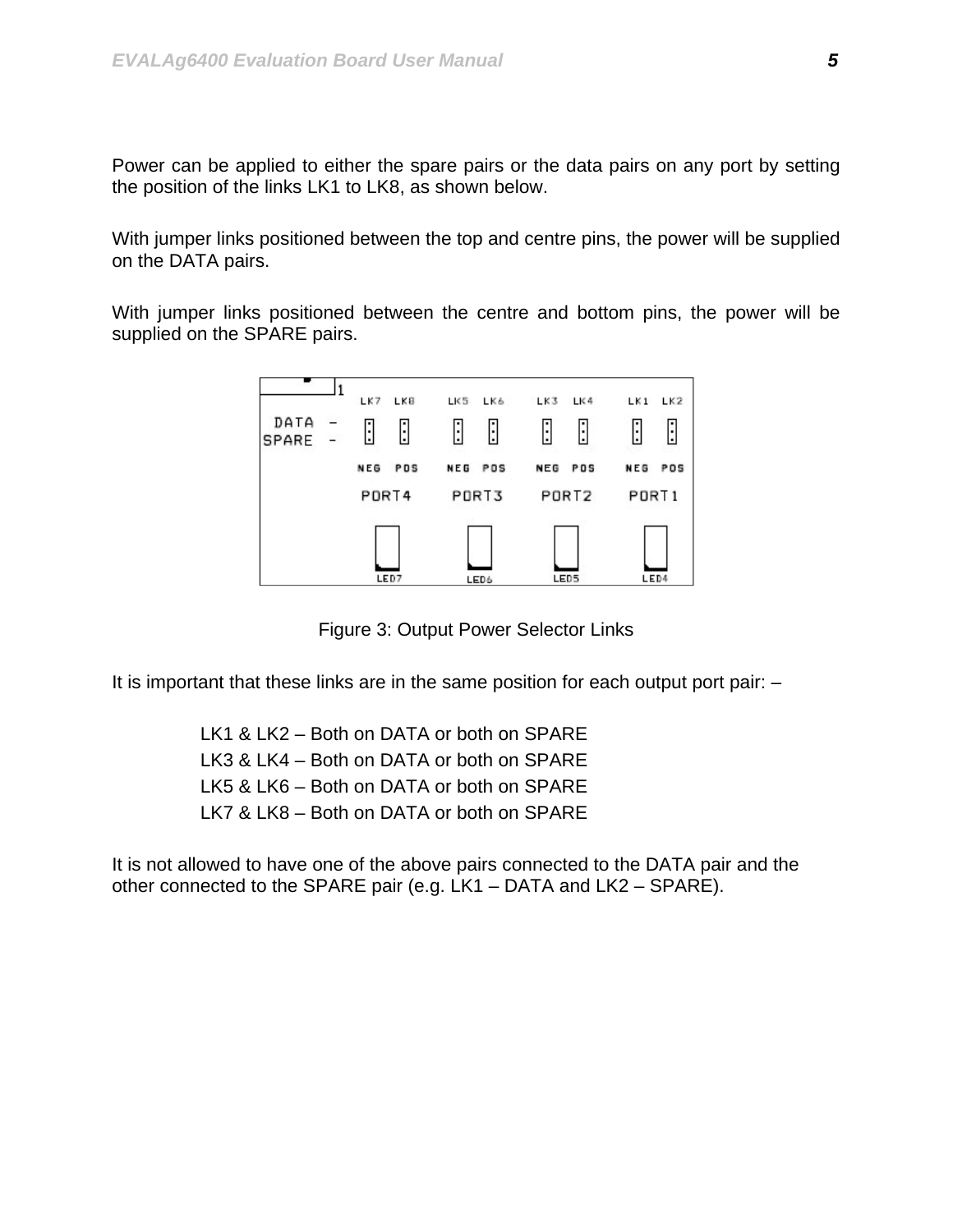Power can be applied to either the spare pairs or the data pairs on any port by setting the position of the links LK1 to LK8, as shown below.

With jumper links positioned between the top and centre pins, the power will be supplied on the DATA pairs.

With jumper links positioned between the centre and bottom pins, the power will be supplied on the SPARE pairs.

Figure 3: Output Power Selector Links

It is important that these links are in the same position for each output port pair: –

LK1 & LK2 – Both on DATA or both on SPARE
LK3 & LK4 – Both on DATA or both on SPARE
LK5 & LK6 – Both on DATA or both on SPARE
LK7 & LK8 – Both on DATA or both on SPARE

It is not allowed to have one of the above pairs connected to the DATA pair and the other connected to the SPARE pair (e.g. LK1 – DATA and LK2 – SPARE).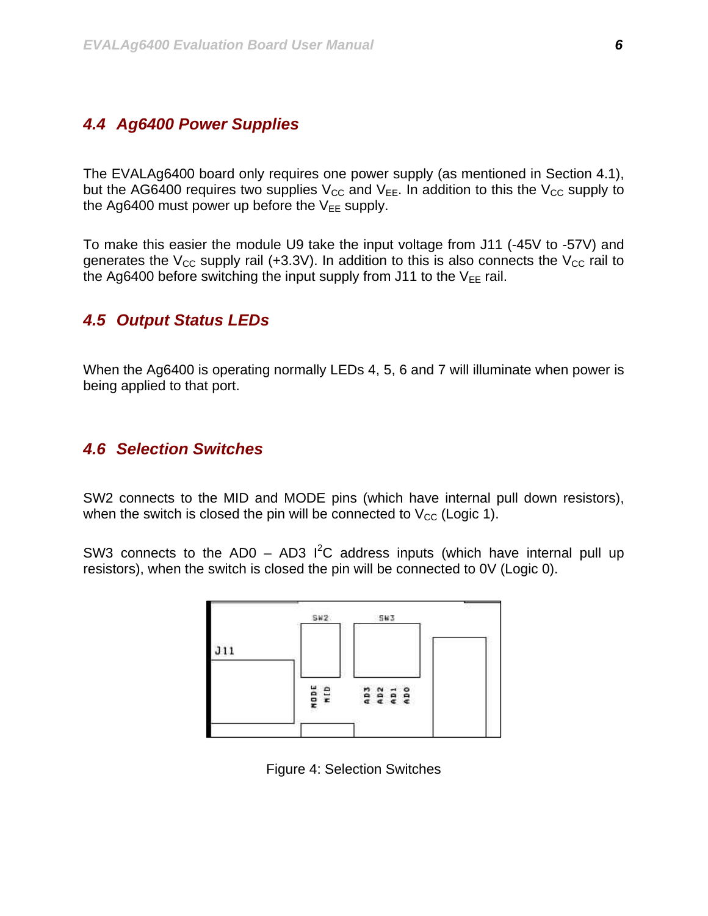## 4.4 Ag6400 Power Supplies

The EVALAg6400 board only requires one power supply (as mentioned in Section 4.1), but the AG6400 requires two supplies $V_{CC}$ and $V_{EE}$. In addition to this the $V_{CC}$ supply to the Ag6400 must power up before the $V_{EE}$ supply.

To make this easier the module U9 take the input voltage from J11 (-45V to -57V) and generates the $V_{CC}$ supply rail (+3.3V). In addition to this is also connects the $V_{CC}$ rail to the Ag6400 before switching the input supply from J11 to the $V_{EE}$ rail.

## 4.5 Output Status LEDs

When the Ag6400 is operating normally LEDs 4, 5, 6 and 7 will illuminate when power is being applied to that port.

## 4.6 Selection Switches

SW2 connects to the MID and MODE pins (which have internal pull down resistors), when the switch is closed the pin will be connected to $V_{CC}$ (Logic 1).

SW3 connects to the AD0 – AD3 $I^2C$ address inputs (which have internal pull up resistors), when the switch is closed the pin will be connected to 0V (Logic 0).

Figure 4: Selection Switches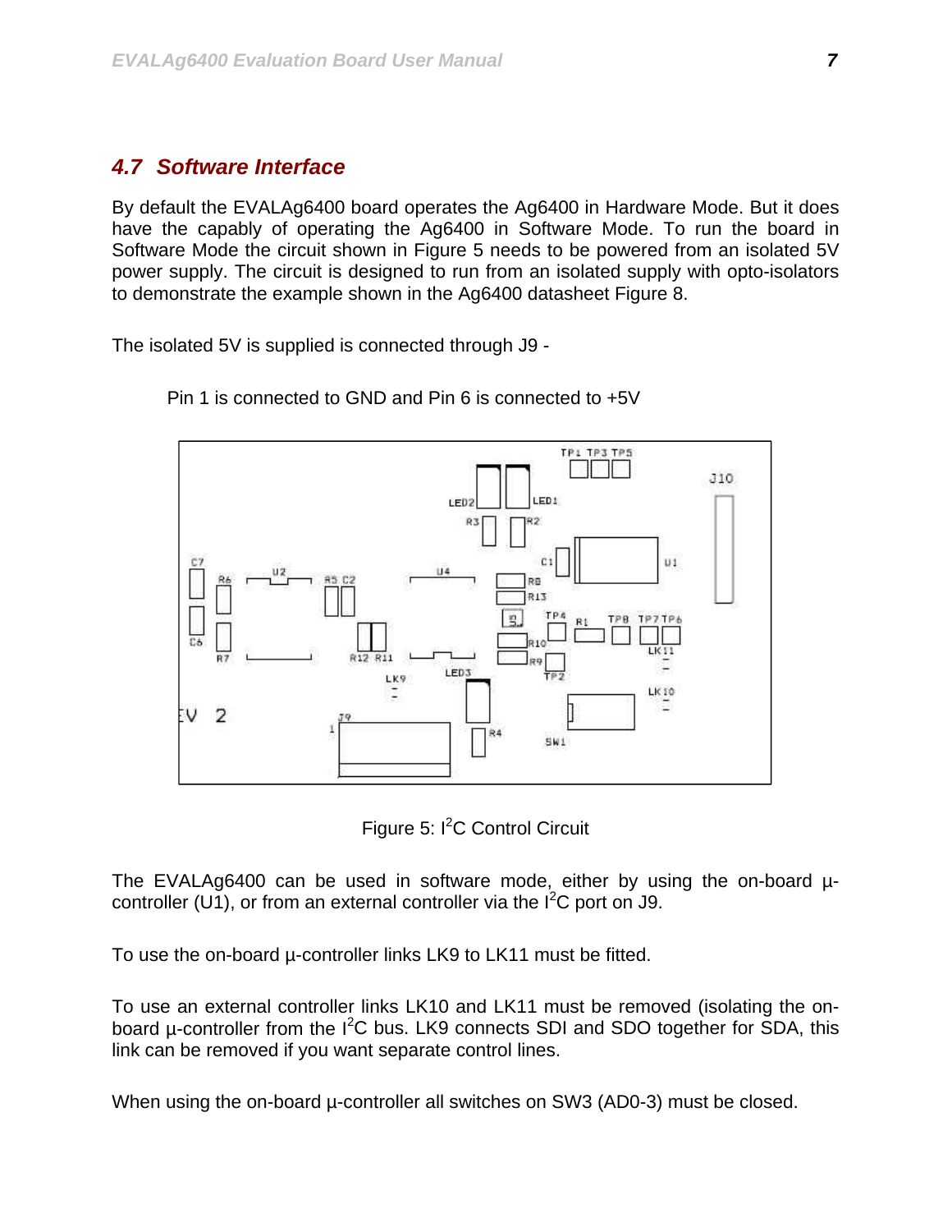## 4.7 Software Interface

By default the EVALAg6400 board operates the Ag6400 in Hardware Mode. But it does have the capably of operating the Ag6400 in Software Mode. To run the board in Software Mode the circuit shown in Figure 5 needs to be powered from an isolated 5V power supply. The circuit is designed to run from an isolated supply with opto-isolators to demonstrate the example shown in the Ag6400 datasheet Figure 8.

The isolated 5V is supplied is connected through J9 -

Pin 1 is connected to GND and Pin 6 is connected to +5V

Figure 5: $I^2C$ Control Circuit

The EVALAg6400 can be used in software mode, either by using the on-board µ-controller (U1), or from an external controller via the $I^2C$ port on J9.

To use the on-board µ-controller links LK9 to LK11 must be fitted.

To use an external controller links LK10 and LK11 must be removed (isolating the on-board µ-controller from the $I^2C$ bus. LK9 connects SDI and SDO together for SDA, this link can be removed if you want separate control lines.

When using the on-board µ-controller all switches on SW3 (AD0-3) must be closed.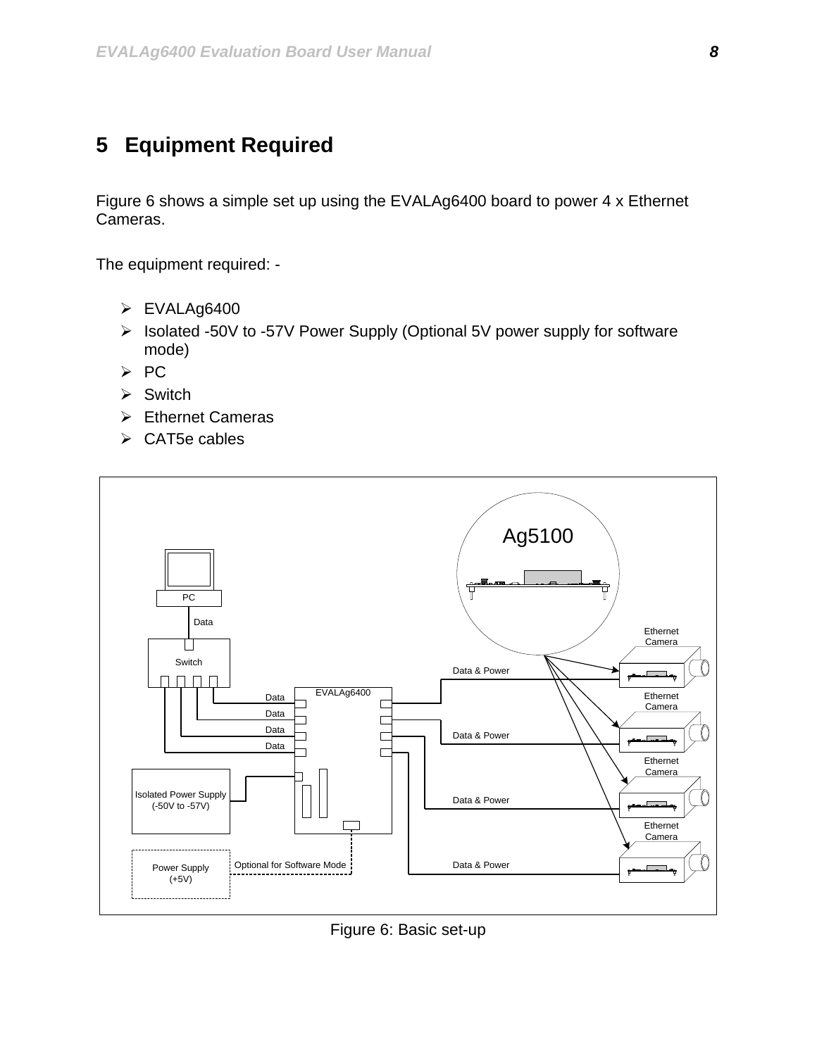# 5 Equipment Required

Figure 6 shows a simple set up using the EVALAg6400 board to power 4 x Ethernet Cameras.

The equipment required: -

- EVALAg6400
- Isolated -50V to -57V Power Supply (Optional 5V power supply for software mode)
- PC
- Switch
- Ethernet Cameras
- CAT5e cables

Figure 6: Basic set-up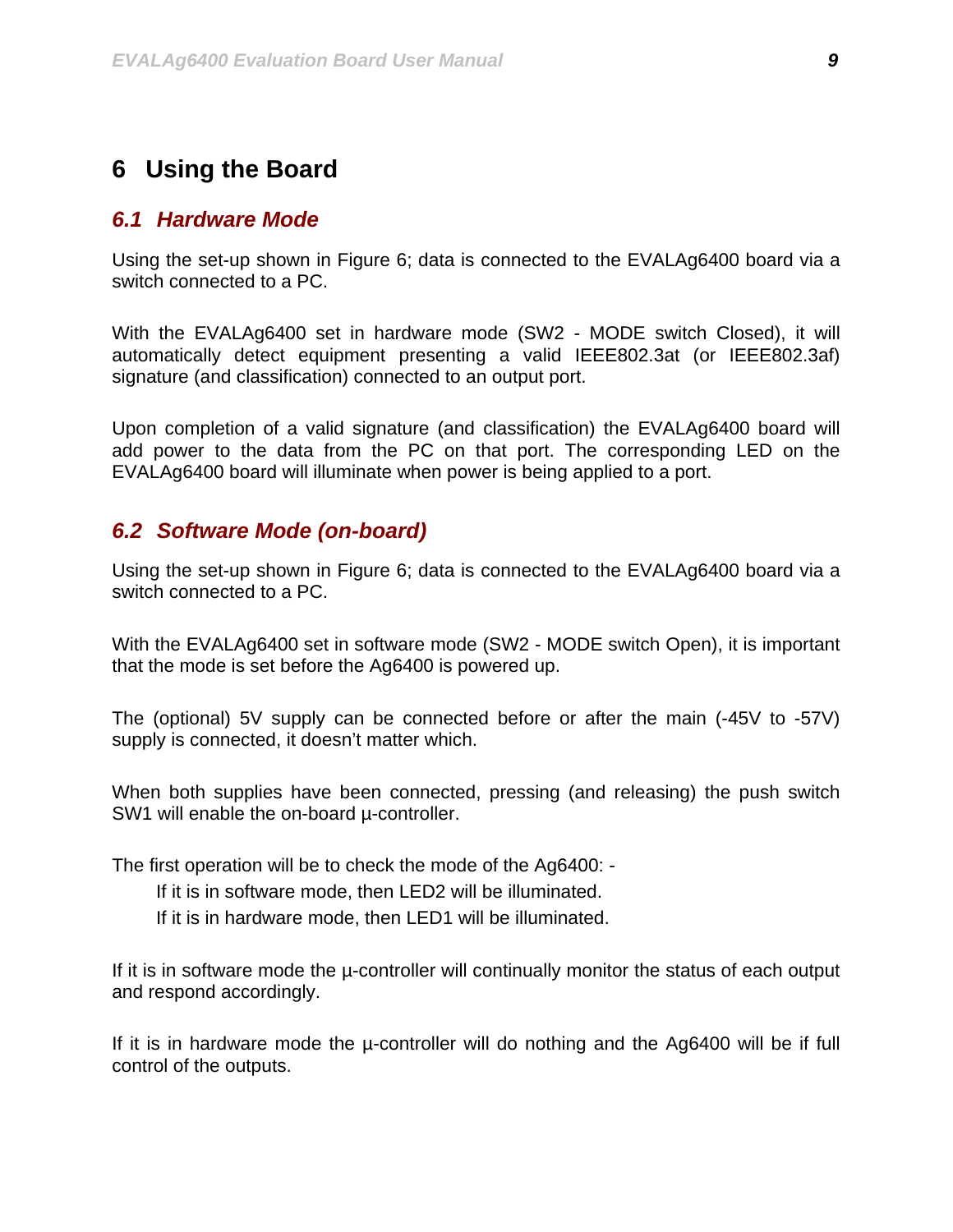# 6 Using the Board

## 6.1 Hardware Mode

Using the set-up shown in Figure 6; data is connected to the EVALAg6400 board via a switch connected to a PC.

With the EVALAg6400 set in hardware mode (SW2 - MODE switch Closed), it will automatically detect equipment presenting a valid IEEE802.3at (or IEEE802.3af) signature (and classification) connected to an output port.

Upon completion of a valid signature (and classification) the EVALAg6400 board will add power to the data from the PC on that port. The corresponding LED on the EVALAg6400 board will illuminate when power is being applied to a port.

## 6.2 Software Mode (on-board)

Using the set-up shown in Figure 6; data is connected to the EVALAg6400 board via a switch connected to a PC.

With the EVALAg6400 set in software mode (SW2 - MODE switch Open), it is important that the mode is set before the Ag6400 is powered up.

The (optional) 5V supply can be connected before or after the main (-45V to -57V) supply is connected, it doesn’t matter which.

When both supplies have been connected, pressing (and releasing) the push switch SW1 will enable the on-board µ-controller.

The first operation will be to check the mode of the Ag6400: -

If it is in software mode, then LED2 will be illuminated.

If it is in hardware mode, then LED1 will be illuminated.

If it is in software mode the µ-controller will continually monitor the status of each output and respond accordingly.

If it is in hardware mode the µ-controller will do nothing and the Ag6400 will be if full control of the outputs.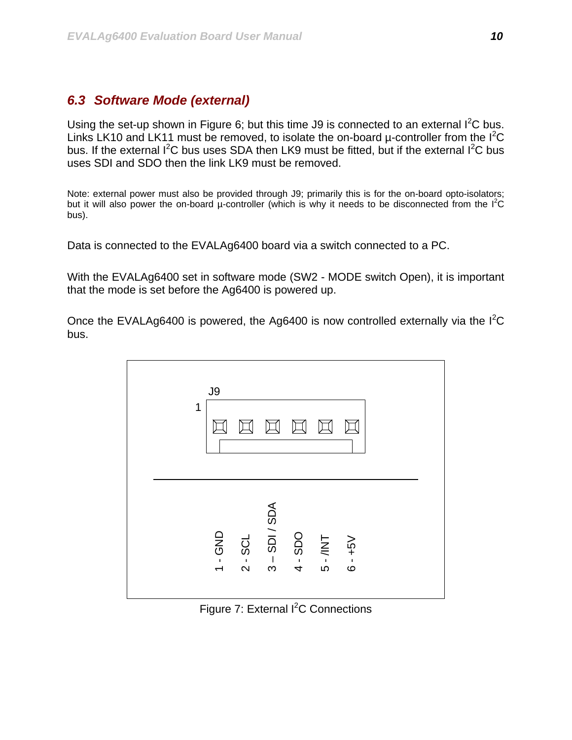## 6.3 Software Mode (external)

Using the set-up shown in Figure 6; but this time J9 is connected to an external I$^2$C bus. Links LK10 and LK11 must be removed, to isolate the on-board µ-controller from the I$^2$C bus. If the external I$^2$C bus uses SDA then LK9 must be fitted, but if the external I$^2$C bus uses SDI and SDO then the link LK9 must be removed.

Note: external power must also be provided through J9; primarily this is for the on-board opto-isolators; but it will also power the on-board µ-controller (which is why it needs to be disconnected from the I$^2$C bus).

Data is connected to the EVALAg6400 board via a switch connected to a PC.

With the EVALAg6400 set in software mode (SW2 - MODE switch Open), it is important that the mode is set before the Ag6400 is powered up.

Once the EVALAg6400 is powered, the Ag6400 is now controlled externally via the I$^2$C bus.

J9

1

1 - GND

2 - SCL

3 – SDI / SDA

4 - SDO

5 - /INT

6 - +5V

Figure 7: External I$^2$C Connections